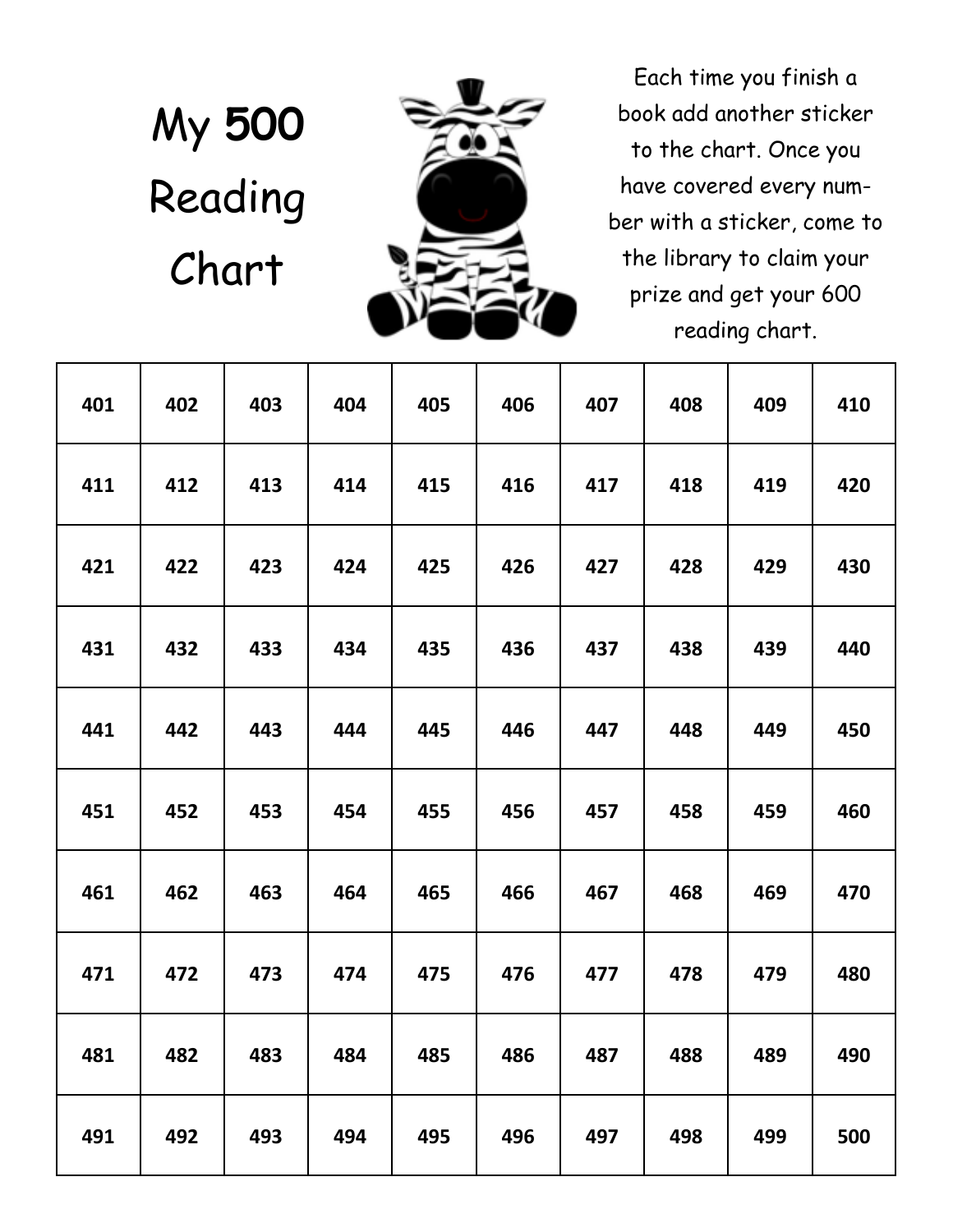# My 500 Reading Chart

Each time you finish a book add another sticker to the chart. Once you have covered every number with a sticker, come to the library to claim your prize and get your 600 reading chart.

| 401 | 402 | 403 | 404 | 405 | 406 | 407 | 408 | 409 | 410 |
|---|---|---|---|---|---|---|---|---|---|
| 411 | 412 | 413 | 414 | 415 | 416 | 417 | 418 | 419 | 420 |
| 421 | 422 | 423 | 424 | 425 | 426 | 427 | 428 | 429 | 430 |
| 431 | 432 | 433 | 434 | 435 | 436 | 437 | 438 | 439 | 440 |
| 441 | 442 | 443 | 444 | 445 | 446 | 447 | 448 | 449 | 450 |
| 451 | 452 | 453 | 454 | 455 | 456 | 457 | 458 | 459 | 460 |
| 461 | 462 | 463 | 464 | 465 | 466 | 467 | 468 | 469 | 470 |
| 471 | 472 | 473 | 474 | 475 | 476 | 477 | 478 | 479 | 480 |
| 481 | 482 | 483 | 484 | 485 | 486 | 487 | 488 | 489 | 490 |
| 491 | 492 | 493 | 494 | 495 | 496 | 497 | 498 | 499 | 500 |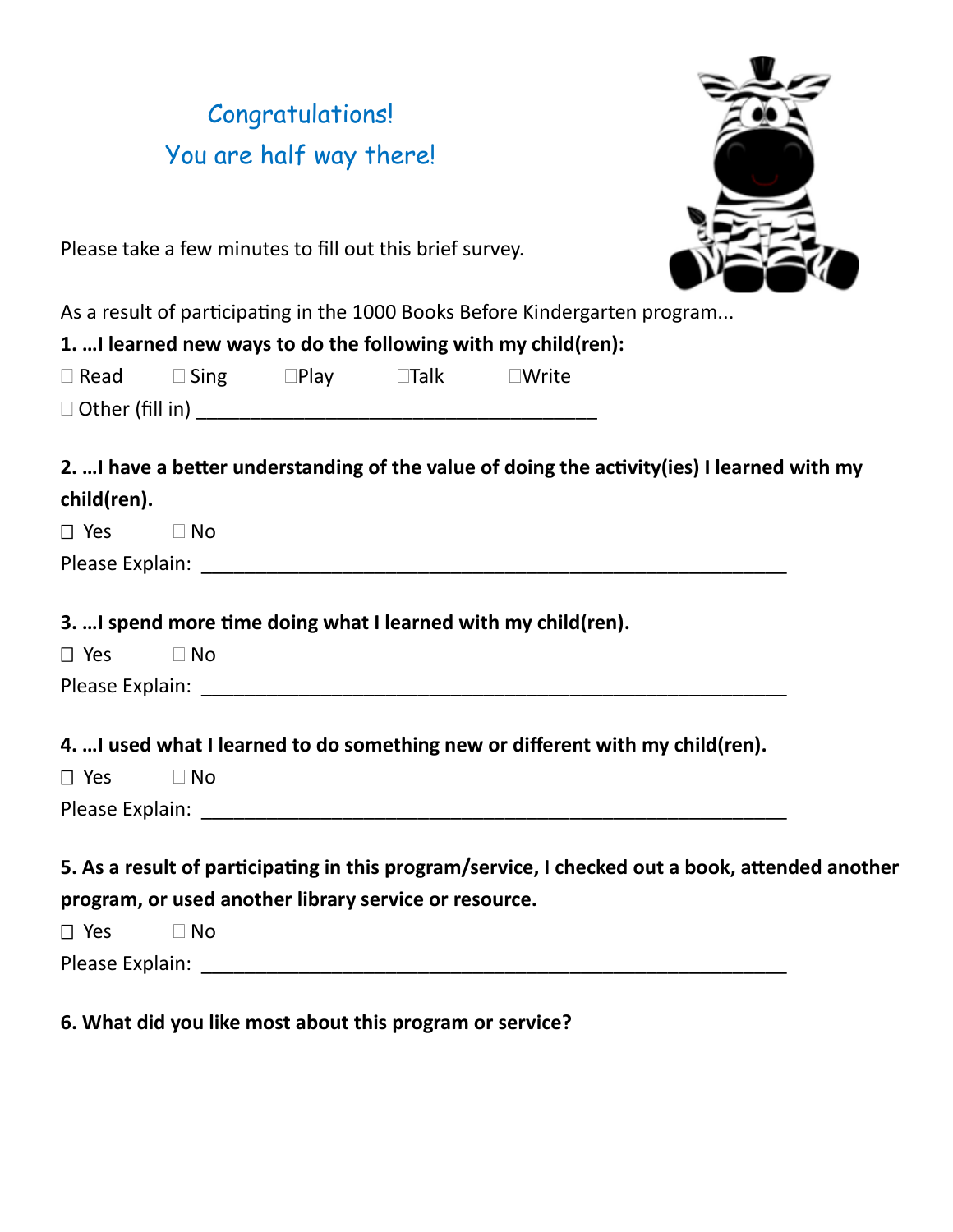Congratulations!

You are half way there!

Please take a few minutes to fill out this brief survey.

As a result of participating in the 1000 Books Before Kindergarten program...

**1. …I learned new ways to do the following with my child(ren):**

☐ Read ☐ Sing ☐ Play ☐ Talk ☐ Write

☐ Other (fill in) ________________________________________

**2. …I have a better understanding of the value of doing the activity(ies) I learned with my child(ren).**

☐ Yes ☐ No

Please Explain: ___________________________________________________________

**3. …I spend more time doing what I learned with my child(ren).**

☐ Yes ☐ No

Please Explain: ___________________________________________________________

**4. …I used what I learned to do something new or different with my child(ren).**

☐ Yes ☐ No

Please Explain: ___________________________________________________________

**5. As a result of participating in this program/service, I checked out a book, attended another program, or used another library service or resource.**

☐ Yes ☐ No

Please Explain: ___________________________________________________________

**6. What did you like most about this program or service?**